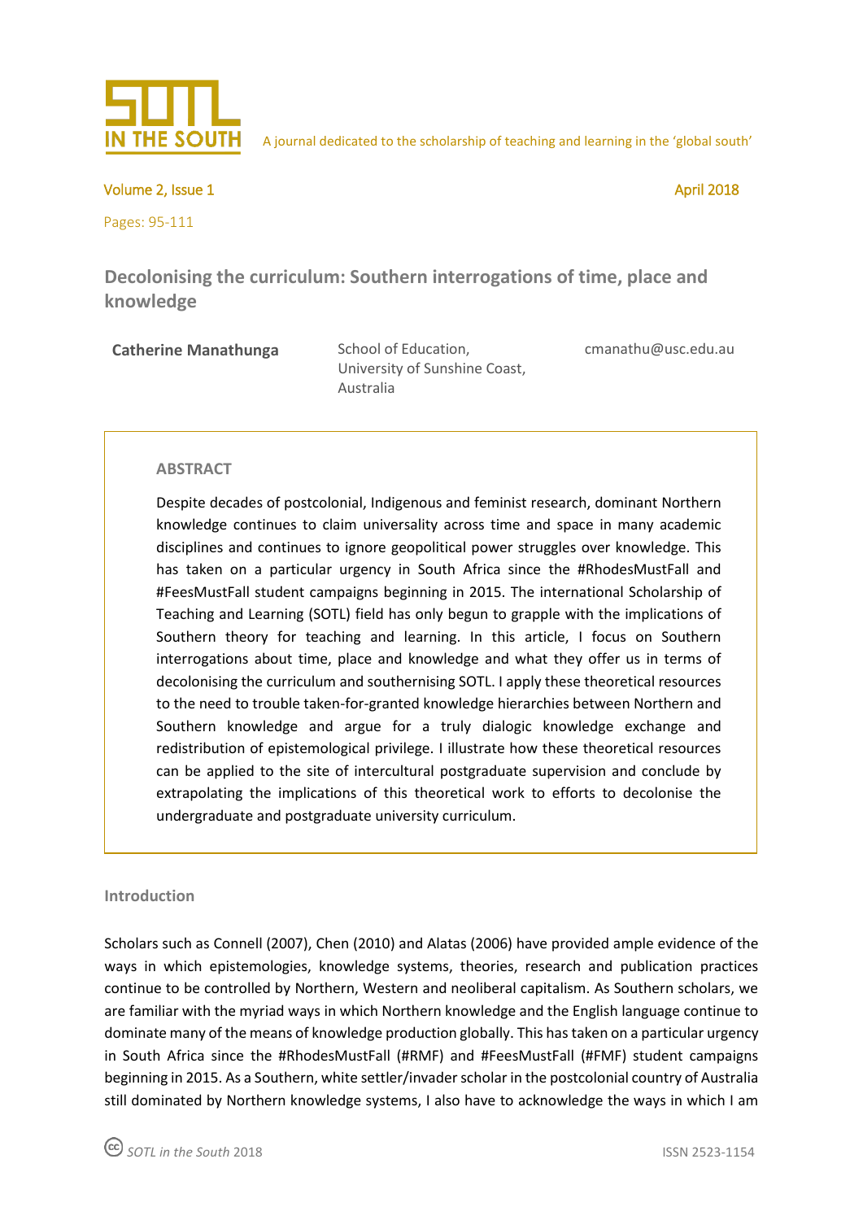A journal dedicated to the scholarship of teaching and learning in the 'global south'

# Decolonising the curriculum: Southern interrogations of time, place and knowledge

**Catherine Manathunga**

School of Education,
University of Sunshine Coast,
Australia

cmanathu@usc.edu.au

## ABSTRACT

Despite decades of postcolonial, Indigenous and feminist research, dominant Northern knowledge continues to claim universality across time and space in many academic disciplines and continues to ignore geopolitical power struggles over knowledge. This has taken on a particular urgency in South Africa since the #RhodesMustFall and #FeesMustFall student campaigns beginning in 2015. The international Scholarship of Teaching and Learning (SOTL) field has only begun to grapple with the implications of Southern theory for teaching and learning. In this article, I focus on Southern interrogations about time, place and knowledge and what they offer us in terms of decolonising the curriculum and southernising SOTL. I apply these theoretical resources to the need to trouble taken-for-granted knowledge hierarchies between Northern and Southern knowledge and argue for a truly dialogic knowledge exchange and redistribution of epistemological privilege. I illustrate how these theoretical resources can be applied to the site of intercultural postgraduate supervision and conclude by extrapolating the implications of this theoretical work to efforts to decolonise the undergraduate and postgraduate university curriculum.

## Introduction

Scholars such as Connell (2007), Chen (2010) and Alatas (2006) have provided ample evidence of the ways in which epistemologies, knowledge systems, theories, research and publication practices continue to be controlled by Northern, Western and neoliberal capitalism. As Southern scholars, we are familiar with the myriad ways in which Northern knowledge and the English language continue to dominate many of the means of knowledge production globally. This has taken on a particular urgency in South Africa since the #RhodesMustFall (#RMF) and #FeesMustFall (#FMF) student campaigns beginning in 2015. As a Southern, white settler/invader scholar in the postcolonial country of Australia still dominated by Northern knowledge systems, I also have to acknowledge the ways in which I am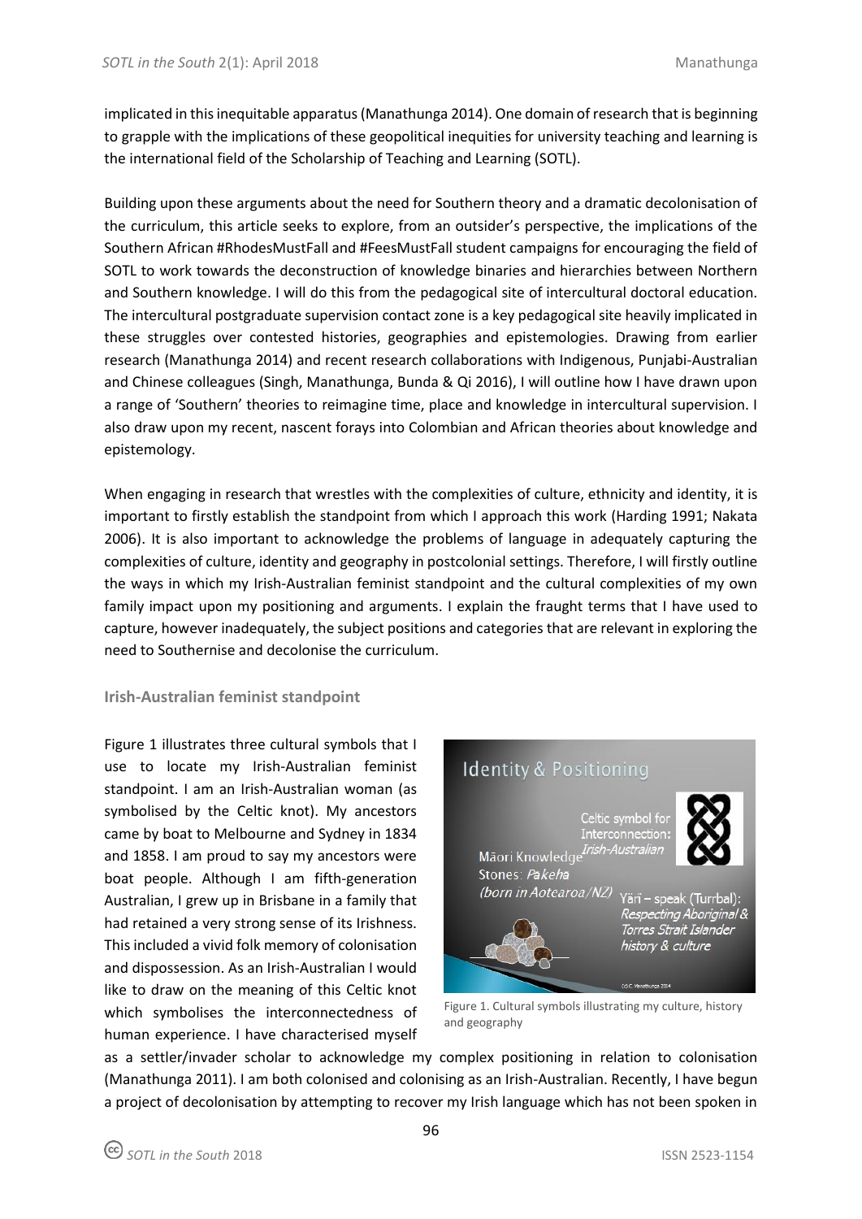implicated in this inequitable apparatus (Manathunga 2014). One domain of research that is beginning to grapple with the implications of these geopolitical inequities for university teaching and learning is the international field of the Scholarship of Teaching and Learning (SOTL).

Building upon these arguments about the need for Southern theory and a dramatic decolonisation of the curriculum, this article seeks to explore, from an outsider's perspective, the implications of the Southern African #RhodesMustFall and #FeesMustFall student campaigns for encouraging the field of SOTL to work towards the deconstruction of knowledge binaries and hierarchies between Northern and Southern knowledge. I will do this from the pedagogical site of intercultural doctoral education. The intercultural postgraduate supervision contact zone is a key pedagogical site heavily implicated in these struggles over contested histories, geographies and epistemologies. Drawing from earlier research (Manathunga 2014) and recent research collaborations with Indigenous, Punjabi-Australian and Chinese colleagues (Singh, Manathunga, Bunda & Qi 2016), I will outline how I have drawn upon a range of 'Southern' theories to reimagine time, place and knowledge in intercultural supervision. I also draw upon my recent, nascent forays into Colombian and African theories about knowledge and epistemology.

When engaging in research that wrestles with the complexities of culture, ethnicity and identity, it is important to firstly establish the standpoint from which I approach this work (Harding 1991; Nakata 2006). It is also important to acknowledge the problems of language in adequately capturing the complexities of culture, identity and geography in postcolonial settings. Therefore, I will firstly outline the ways in which my Irish-Australian feminist standpoint and the cultural complexities of my own family impact upon my positioning and arguments. I explain the fraught terms that I have used to capture, however inadequately, the subject positions and categories that are relevant in exploring the need to Southernise and decolonise the curriculum.

### Irish-Australian feminist standpoint

Figure 1 illustrates three cultural symbols that I use to locate my Irish-Australian feminist standpoint. I am an Irish-Australian woman (as symbolised by the Celtic knot). My ancestors came by boat to Melbourne and Sydney in 1834 and 1858. I am proud to say my ancestors were boat people. Although I am fifth-generation Australian, I grew up in Brisbane in a family that had retained a very strong sense of its Irishness. This included a vivid folk memory of colonisation and dispossession. As an Irish-Australian I would like to draw on the meaning of this Celtic knot which symbolises the interconnectedness of human experience. I have characterised myself as a settler/invader scholar to acknowledge my complex positioning in relation to colonisation (Manathunga 2011). I am both colonised and colonising as an Irish-Australian. Recently, I have begun a project of decolonisation by attempting to recover my Irish language which has not been spoken in

Figure 1. Cultural symbols illustrating my culture, history and geography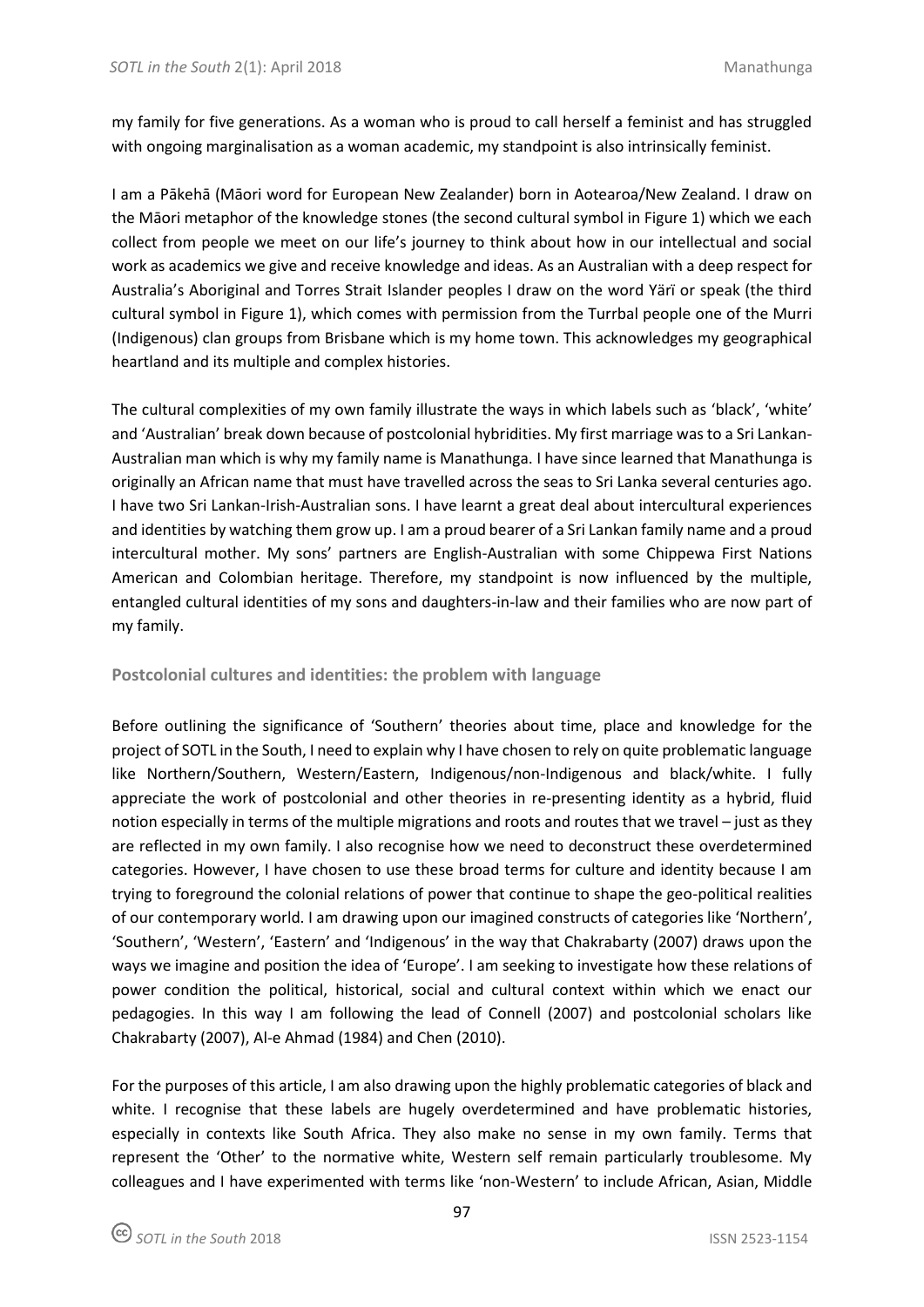my family for five generations. As a woman who is proud to call herself a feminist and has struggled with ongoing marginalisation as a woman academic, my standpoint is also intrinsically feminist.

I am a Pākehā (Māori word for European New Zealander) born in Aotearoa/New Zealand. I draw on the Māori metaphor of the knowledge stones (the second cultural symbol in Figure 1) which we each collect from people we meet on our life's journey to think about how in our intellectual and social work as academics we give and receive knowledge and ideas. As an Australian with a deep respect for Australia's Aboriginal and Torres Strait Islander peoples I draw on the word Yärï or speak (the third cultural symbol in Figure 1), which comes with permission from the Turrbal people one of the Murri (Indigenous) clan groups from Brisbane which is my home town. This acknowledges my geographical heartland and its multiple and complex histories.

The cultural complexities of my own family illustrate the ways in which labels such as 'black', 'white' and 'Australian' break down because of postcolonial hybridities. My first marriage was to a Sri Lankan-Australian man which is why my family name is Manathunga. I have since learned that Manathunga is originally an African name that must have travelled across the seas to Sri Lanka several centuries ago. I have two Sri Lankan-Irish-Australian sons. I have learnt a great deal about intercultural experiences and identities by watching them grow up. I am a proud bearer of a Sri Lankan family name and a proud intercultural mother. My sons' partners are English-Australian with some Chippewa First Nations American and Colombian heritage. Therefore, my standpoint is now influenced by the multiple, entangled cultural identities of my sons and daughters-in-law and their families who are now part of my family.

## Postcolonial cultures and identities: the problem with language

Before outlining the significance of 'Southern' theories about time, place and knowledge for the project of SOTL in the South, I need to explain why I have chosen to rely on quite problematic language like Northern/Southern, Western/Eastern, Indigenous/non-Indigenous and black/white. I fully appreciate the work of postcolonial and other theories in re-presenting identity as a hybrid, fluid notion especially in terms of the multiple migrations and roots and routes that we travel – just as they are reflected in my own family. I also recognise how we need to deconstruct these overdetermined categories. However, I have chosen to use these broad terms for culture and identity because I am trying to foreground the colonial relations of power that continue to shape the geo-political realities of our contemporary world. I am drawing upon our imagined constructs of categories like 'Northern', 'Southern', 'Western', 'Eastern' and 'Indigenous' in the way that Chakrabarty (2007) draws upon the ways we imagine and position the idea of 'Europe'. I am seeking to investigate how these relations of power condition the political, historical, social and cultural context within which we enact our pedagogies. In this way I am following the lead of Connell (2007) and postcolonial scholars like Chakrabarty (2007), Al-e Ahmad (1984) and Chen (2010).

For the purposes of this article, I am also drawing upon the highly problematic categories of black and white. I recognise that these labels are hugely overdetermined and have problematic histories, especially in contexts like South Africa. They also make no sense in my own family. Terms that represent the 'Other' to the normative white, Western self remain particularly troublesome. My colleagues and I have experimented with terms like 'non-Western' to include African, Asian, Middle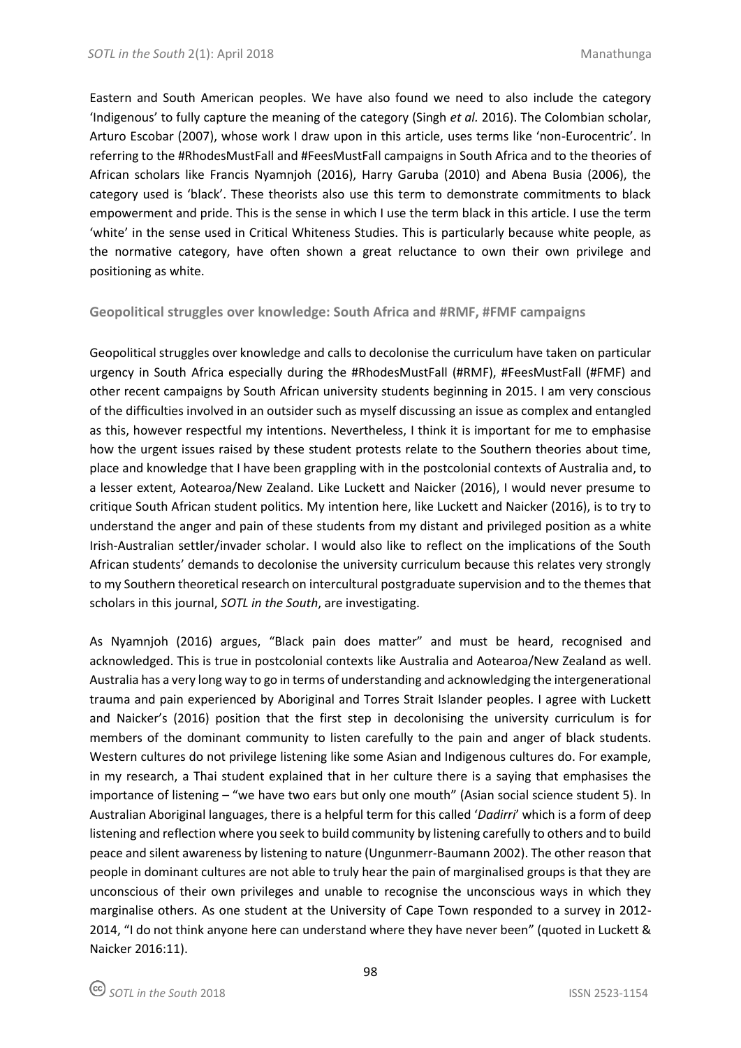Eastern and South American peoples. We have also found we need to also include the category 'Indigenous' to fully capture the meaning of the category (Singh *et al.* 2016). The Colombian scholar, Arturo Escobar (2007), whose work I draw upon in this article, uses terms like 'non-Eurocentric'. In referring to the #RhodesMustFall and #FeesMustFall campaigns in South Africa and to the theories of African scholars like Francis Nyamnjoh (2016), Harry Garuba (2010) and Abena Busia (2006), the category used is 'black'. These theorists also use this term to demonstrate commitments to black empowerment and pride. This is the sense in which I use the term black in this article. I use the term 'white' in the sense used in Critical Whiteness Studies. This is particularly because white people, as the normative category, have often shown a great reluctance to own their own privilege and positioning as white.

## Geopolitical struggles over knowledge: South Africa and #RMF, #FMF campaigns

Geopolitical struggles over knowledge and calls to decolonise the curriculum have taken on particular urgency in South Africa especially during the #RhodesMustFall (#RMF), #FeesMustFall (#FMF) and other recent campaigns by South African university students beginning in 2015. I am very conscious of the difficulties involved in an outsider such as myself discussing an issue as complex and entangled as this, however respectful my intentions. Nevertheless, I think it is important for me to emphasise how the urgent issues raised by these student protests relate to the Southern theories about time, place and knowledge that I have been grappling with in the postcolonial contexts of Australia and, to a lesser extent, Aotearoa/New Zealand. Like Luckett and Naicker (2016), I would never presume to critique South African student politics. My intention here, like Luckett and Naicker (2016), is to try to understand the anger and pain of these students from my distant and privileged position as a white Irish-Australian settler/invader scholar. I would also like to reflect on the implications of the South African students' demands to decolonise the university curriculum because this relates very strongly to my Southern theoretical research on intercultural postgraduate supervision and to the themes that scholars in this journal, *SOTL in the South*, are investigating.

As Nyamnjoh (2016) argues, "Black pain does matter" and must be heard, recognised and acknowledged. This is true in postcolonial contexts like Australia and Aotearoa/New Zealand as well. Australia has a very long way to go in terms of understanding and acknowledging the intergenerational trauma and pain experienced by Aboriginal and Torres Strait Islander peoples. I agree with Luckett and Naicker's (2016) position that the first step in decolonising the university curriculum is for members of the dominant community to listen carefully to the pain and anger of black students. Western cultures do not privilege listening like some Asian and Indigenous cultures do. For example, in my research, a Thai student explained that in her culture there is a saying that emphasises the importance of listening – "we have two ears but only one mouth" (Asian social science student 5). In Australian Aboriginal languages, there is a helpful term for this called '*Dadirri*' which is a form of deep listening and reflection where you seek to build community by listening carefully to others and to build peace and silent awareness by listening to nature (Ungunmerr-Baumann 2002). The other reason that people in dominant cultures are not able to truly hear the pain of marginalised groups is that they are unconscious of their own privileges and unable to recognise the unconscious ways in which they marginalise others. As one student at the University of Cape Town responded to a survey in 2012-2014, "I do not think anyone here can understand where they have never been" (quoted in Luckett & Naicker 2016:11).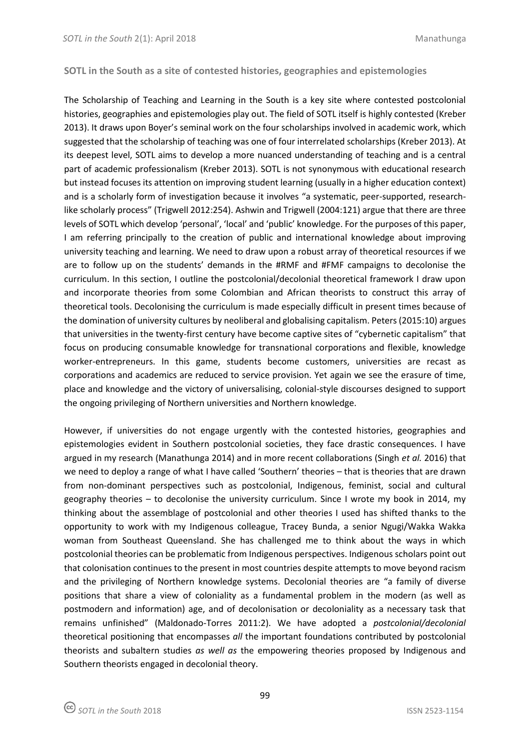## SOTL in the South as a site of contested histories, geographies and epistemologies

The Scholarship of Teaching and Learning in the South is a key site where contested postcolonial histories, geographies and epistemologies play out. The field of SOTL itself is highly contested (Kreber 2013). It draws upon Boyer's seminal work on the four scholarships involved in academic work, which suggested that the scholarship of teaching was one of four interrelated scholarships (Kreber 2013). At its deepest level, SOTL aims to develop a more nuanced understanding of teaching and is a central part of academic professionalism (Kreber 2013). SOTL is not synonymous with educational research but instead focuses its attention on improving student learning (usually in a higher education context) and is a scholarly form of investigation because it involves "a systematic, peer-supported, research-like scholarly process" (Trigwell 2012:254). Ashwin and Trigwell (2004:121) argue that there are three levels of SOTL which develop 'personal', 'local' and 'public' knowledge. For the purposes of this paper, I am referring principally to the creation of public and international knowledge about improving university teaching and learning. We need to draw upon a robust array of theoretical resources if we are to follow up on the students' demands in the #RMF and #FMF campaigns to decolonise the curriculum. In this section, I outline the postcolonial/decolonial theoretical framework I draw upon and incorporate theories from some Colombian and African theorists to construct this array of theoretical tools. Decolonising the curriculum is made especially difficult in present times because of the domination of university cultures by neoliberal and globalising capitalism. Peters (2015:10) argues that universities in the twenty-first century have become captive sites of "cybernetic capitalism" that focus on producing consumable knowledge for transnational corporations and flexible, knowledge worker-entrepreneurs. In this game, students become customers, universities are recast as corporations and academics are reduced to service provision. Yet again we see the erasure of time, place and knowledge and the victory of universalising, colonial-style discourses designed to support the ongoing privileging of Northern universities and Northern knowledge.

However, if universities do not engage urgently with the contested histories, geographies and epistemologies evident in Southern postcolonial societies, they face drastic consequences. I have argued in my research (Manathunga 2014) and in more recent collaborations (Singh *et al.* 2016) that we need to deploy a range of what I have called 'Southern' theories – that is theories that are drawn from non-dominant perspectives such as postcolonial, Indigenous, feminist, social and cultural geography theories – to decolonise the university curriculum. Since I wrote my book in 2014, my thinking about the assemblage of postcolonial and other theories I used has shifted thanks to the opportunity to work with my Indigenous colleague, Tracey Bunda, a senior Ngugi/Wakka Wakka woman from Southeast Queensland. She has challenged me to think about the ways in which postcolonial theories can be problematic from Indigenous perspectives. Indigenous scholars point out that colonisation continues to the present in most countries despite attempts to move beyond racism and the privileging of Northern knowledge systems. Decolonial theories are "a family of diverse positions that share a view of coloniality as a fundamental problem in the modern (as well as postmodern and information) age, and of decolonisation or decoloniality as a necessary task that remains unfinished" (Maldonado-Torres 2011:2). We have adopted a *postcolonial/decolonial* theoretical positioning that encompasses *all* the important foundations contributed by postcolonial theorists and subaltern studies *as well as* the empowering theories proposed by Indigenous and Southern theorists engaged in decolonial theory.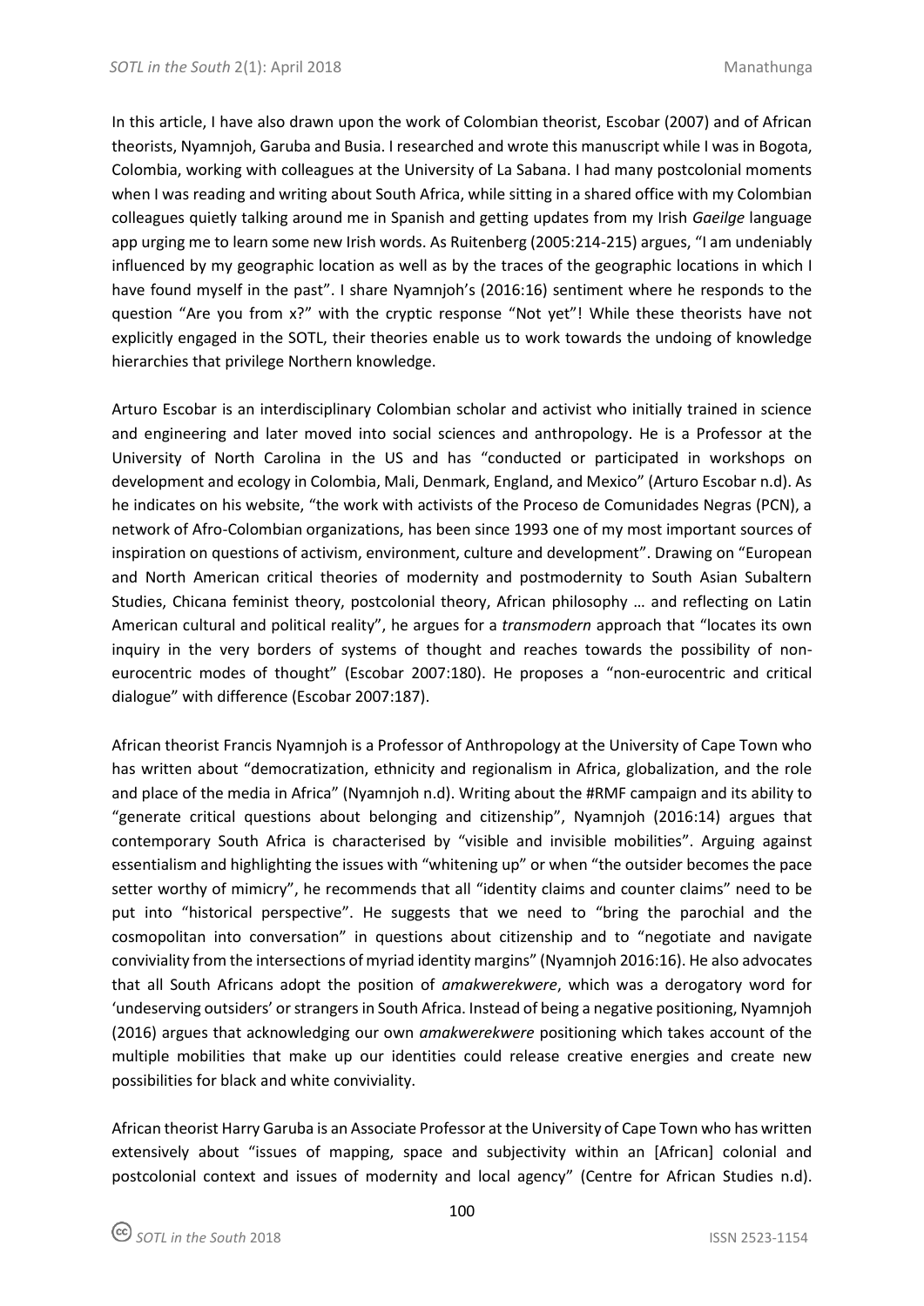In this article, I have also drawn upon the work of Colombian theorist, Escobar (2007) and of African theorists, Nyamnjoh, Garuba and Busia. I researched and wrote this manuscript while I was in Bogota, Colombia, working with colleagues at the University of La Sabana. I had many postcolonial moments when I was reading and writing about South Africa, while sitting in a shared office with my Colombian colleagues quietly talking around me in Spanish and getting updates from my Irish *Gaeilge* language app urging me to learn some new Irish words. As Ruitenberg (2005:214-215) argues, "I am undeniably influenced by my geographic location as well as by the traces of the geographic locations in which I have found myself in the past". I share Nyamnjoh's (2016:16) sentiment where he responds to the question "Are you from x?" with the cryptic response "Not yet"! While these theorists have not explicitly engaged in the SOTL, their theories enable us to work towards the undoing of knowledge hierarchies that privilege Northern knowledge.

Arturo Escobar is an interdisciplinary Colombian scholar and activist who initially trained in science and engineering and later moved into social sciences and anthropology. He is a Professor at the University of North Carolina in the US and has "conducted or participated in workshops on development and ecology in Colombia, Mali, Denmark, England, and Mexico" (Arturo Escobar n.d). As he indicates on his website, "the work with activists of the Proceso de Comunidades Negras (PCN), a network of Afro-Colombian organizations, has been since 1993 one of my most important sources of inspiration on questions of activism, environment, culture and development". Drawing on "European and North American critical theories of modernity and postmodernity to South Asian Subaltern Studies, Chicana feminist theory, postcolonial theory, African philosophy … and reflecting on Latin American cultural and political reality", he argues for a *transmodern* approach that "locates its own inquiry in the very borders of systems of thought and reaches towards the possibility of non-eurocentric modes of thought" (Escobar 2007:180). He proposes a "non-eurocentric and critical dialogue" with difference (Escobar 2007:187).

African theorist Francis Nyamnjoh is a Professor of Anthropology at the University of Cape Town who has written about "democratization, ethnicity and regionalism in Africa, globalization, and the role and place of the media in Africa" (Nyamnjoh n.d). Writing about the #RMF campaign and its ability to "generate critical questions about belonging and citizenship", Nyamnjoh (2016:14) argues that contemporary South Africa is characterised by "visible and invisible mobilities". Arguing against essentialism and highlighting the issues with "whitening up" or when "the outsider becomes the pace setter worthy of mimicry", he recommends that all "identity claims and counter claims" need to be put into "historical perspective". He suggests that we need to "bring the parochial and the cosmopolitan into conversation" in questions about citizenship and to "negotiate and navigate conviviality from the intersections of myriad identity margins" (Nyamnjoh 2016:16). He also advocates that all South Africans adopt the position of *amakwerekwere*, which was a derogatory word for 'undeserving outsiders' or strangers in South Africa. Instead of being a negative positioning, Nyamnjoh (2016) argues that acknowledging our own *amakwerekwere* positioning which takes account of the multiple mobilities that make up our identities could release creative energies and create new possibilities for black and white conviviality.

African theorist Harry Garuba is an Associate Professor at the University of Cape Town who has written extensively about "issues of mapping, space and subjectivity within an [African] colonial and postcolonial context and issues of modernity and local agency" (Centre for African Studies n.d).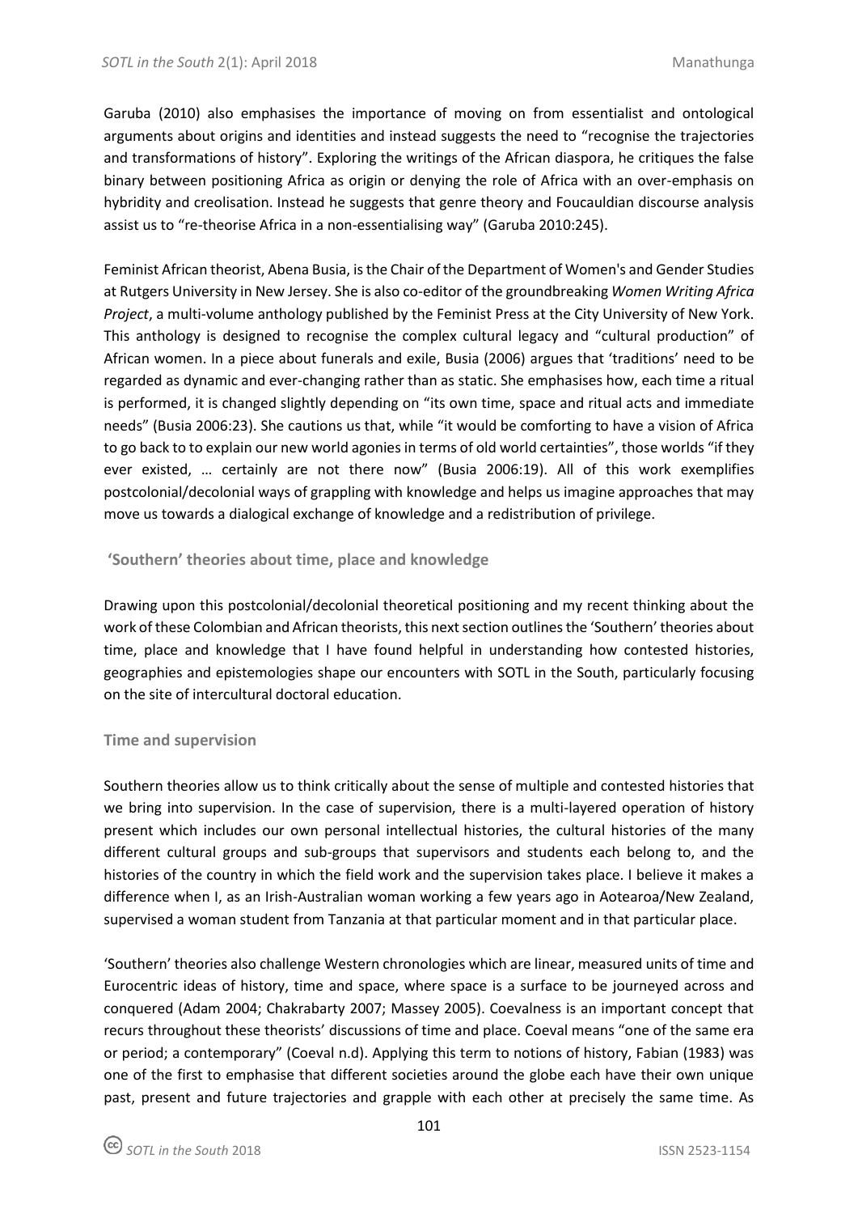Garuba (2010) also emphasises the importance of moving on from essentialist and ontological arguments about origins and identities and instead suggests the need to "recognise the trajectories and transformations of history". Exploring the writings of the African diaspora, he critiques the false binary between positioning Africa as origin or denying the role of Africa with an over-emphasis on hybridity and creolisation. Instead he suggests that genre theory and Foucauldian discourse analysis assist us to "re-theorise Africa in a non-essentialising way" (Garuba 2010:245).

Feminist African theorist, Abena Busia, is the Chair of the Department of Women's and Gender Studies at Rutgers University in New Jersey. She is also co-editor of the groundbreaking *Women Writing Africa Project*, a multi-volume anthology published by the Feminist Press at the City University of New York. This anthology is designed to recognise the complex cultural legacy and "cultural production" of African women. In a piece about funerals and exile, Busia (2006) argues that 'traditions' need to be regarded as dynamic and ever-changing rather than as static. She emphasises how, each time a ritual is performed, it is changed slightly depending on "its own time, space and ritual acts and immediate needs" (Busia 2006:23). She cautions us that, while "it would be comforting to have a vision of Africa to go back to to explain our new world agonies in terms of old world certainties", those worlds "if they ever existed, … certainly are not there now" (Busia 2006:19). All of this work exemplifies postcolonial/decolonial ways of grappling with knowledge and helps us imagine approaches that may move us towards a dialogical exchange of knowledge and a redistribution of privilege.

## 'Southern' theories about time, place and knowledge

Drawing upon this postcolonial/decolonial theoretical positioning and my recent thinking about the work of these Colombian and African theorists, this next section outlines the 'Southern' theories about time, place and knowledge that I have found helpful in understanding how contested histories, geographies and epistemologies shape our encounters with SOTL in the South, particularly focusing on the site of intercultural doctoral education.

### Time and supervision

Southern theories allow us to think critically about the sense of multiple and contested histories that we bring into supervision. In the case of supervision, there is a multi-layered operation of history present which includes our own personal intellectual histories, the cultural histories of the many different cultural groups and sub-groups that supervisors and students each belong to, and the histories of the country in which the field work and the supervision takes place. I believe it makes a difference when I, as an Irish-Australian woman working a few years ago in Aotearoa/New Zealand, supervised a woman student from Tanzania at that particular moment and in that particular place.

'Southern' theories also challenge Western chronologies which are linear, measured units of time and Eurocentric ideas of history, time and space, where space is a surface to be journeyed across and conquered (Adam 2004; Chakrabarty 2007; Massey 2005). Coevalness is an important concept that recurs throughout these theorists' discussions of time and place. Coeval means "one of the same era or period; a contemporary" (Coeval n.d). Applying this term to notions of history, Fabian (1983) was one of the first to emphasise that different societies around the globe each have their own unique past, present and future trajectories and grapple with each other at precisely the same time. As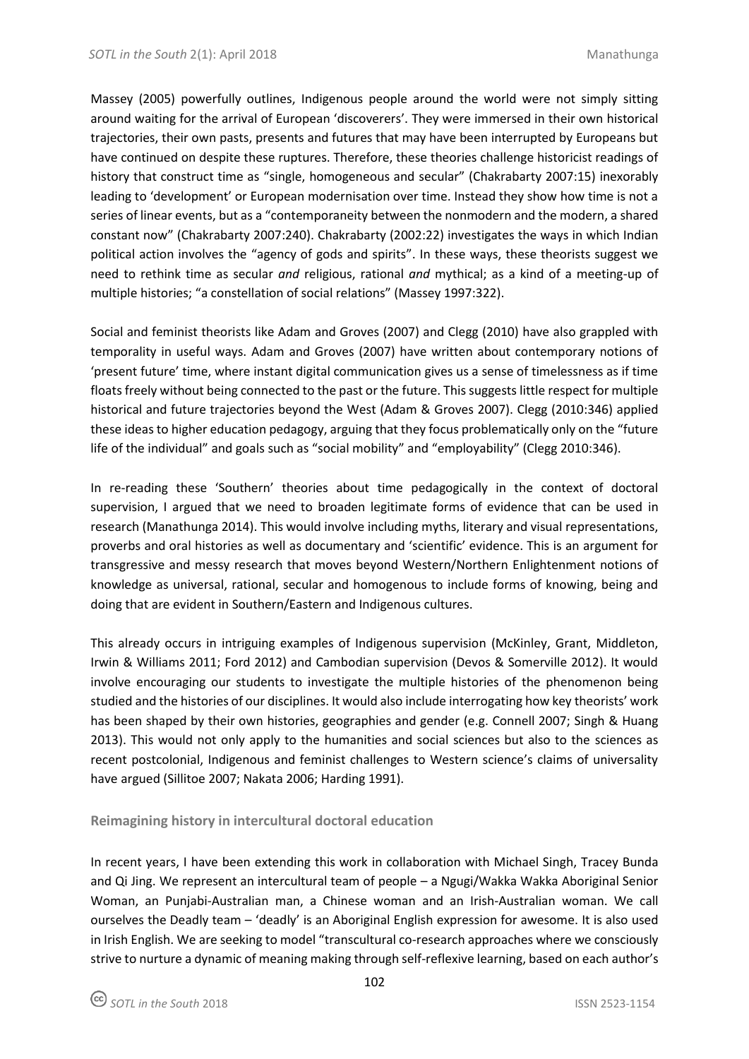Massey (2005) powerfully outlines, Indigenous people around the world were not simply sitting around waiting for the arrival of European 'discoverers'. They were immersed in their own historical trajectories, their own pasts, presents and futures that may have been interrupted by Europeans but have continued on despite these ruptures. Therefore, these theories challenge historicist readings of history that construct time as "single, homogeneous and secular" (Chakrabarty 2007:15) inexorably leading to 'development' or European modernisation over time. Instead they show how time is not a series of linear events, but as a "contemporaneity between the nonmodern and the modern, a shared constant now" (Chakrabarty 2007:240). Chakrabarty (2002:22) investigates the ways in which Indian political action involves the "agency of gods and spirits". In these ways, these theorists suggest we need to rethink time as secular *and* religious, rational *and* mythical; as a kind of a meeting-up of multiple histories; "a constellation of social relations" (Massey 1997:322).

Social and feminist theorists like Adam and Groves (2007) and Clegg (2010) have also grappled with temporality in useful ways. Adam and Groves (2007) have written about contemporary notions of 'present future' time, where instant digital communication gives us a sense of timelessness as if time floats freely without being connected to the past or the future. This suggests little respect for multiple historical and future trajectories beyond the West (Adam & Groves 2007). Clegg (2010:346) applied these ideas to higher education pedagogy, arguing that they focus problematically only on the "future life of the individual" and goals such as "social mobility" and "employability" (Clegg 2010:346).

In re-reading these 'Southern' theories about time pedagogically in the context of doctoral supervision, I argued that we need to broaden legitimate forms of evidence that can be used in research (Manathunga 2014). This would involve including myths, literary and visual representations, proverbs and oral histories as well as documentary and 'scientific' evidence. This is an argument for transgressive and messy research that moves beyond Western/Northern Enlightenment notions of knowledge as universal, rational, secular and homogenous to include forms of knowing, being and doing that are evident in Southern/Eastern and Indigenous cultures.

This already occurs in intriguing examples of Indigenous supervision (McKinley, Grant, Middleton, Irwin & Williams 2011; Ford 2012) and Cambodian supervision (Devos & Somerville 2012). It would involve encouraging our students to investigate the multiple histories of the phenomenon being studied and the histories of our disciplines. It would also include interrogating how key theorists' work has been shaped by their own histories, geographies and gender (e.g. Connell 2007; Singh & Huang 2013). This would not only apply to the humanities and social sciences but also to the sciences as recent postcolonial, Indigenous and feminist challenges to Western science's claims of universality have argued (Sillitoe 2007; Nakata 2006; Harding 1991).

## Reimagining history in intercultural doctoral education

In recent years, I have been extending this work in collaboration with Michael Singh, Tracey Bunda and Qi Jing. We represent an intercultural team of people – a Ngugi/Wakka Wakka Aboriginal Senior Woman, an Punjabi-Australian man, a Chinese woman and an Irish-Australian woman. We call ourselves the Deadly team – 'deadly' is an Aboriginal English expression for awesome. It is also used in Irish English. We are seeking to model "transcultural co-research approaches where we consciously strive to nurture a dynamic of meaning making through self-reflexive learning, based on each author's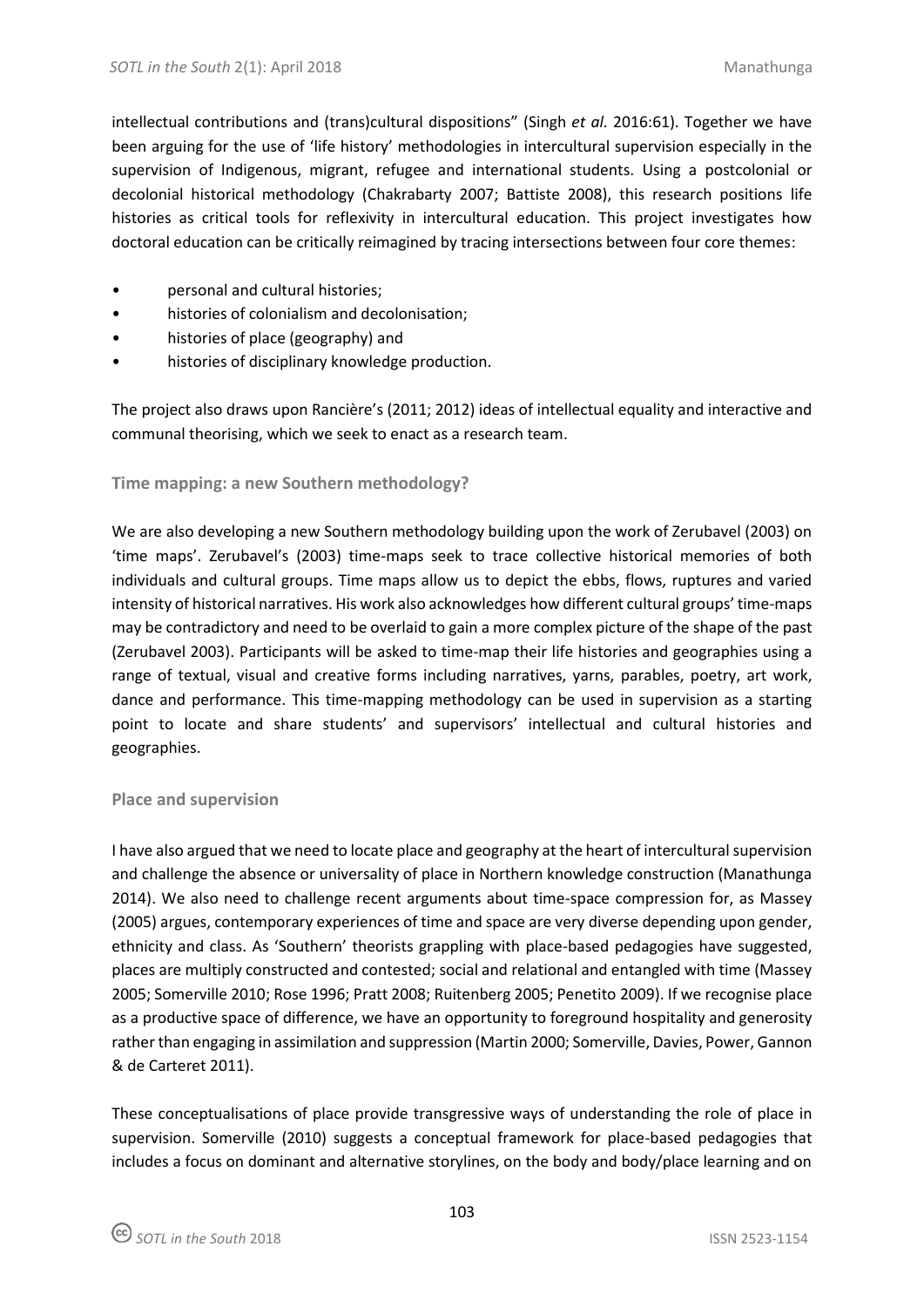intellectual contributions and (trans)cultural dispositions" (Singh *et al.* 2016:61). Together we have been arguing for the use of 'life history' methodologies in intercultural supervision especially in the supervision of Indigenous, migrant, refugee and international students. Using a postcolonial or decolonial historical methodology (Chakrabarty 2007; Battiste 2008), this research positions life histories as critical tools for reflexivity in intercultural education. This project investigates how doctoral education can be critically reimagined by tracing intersections between four core themes:

- personal and cultural histories;
- histories of colonialism and decolonisation;
- histories of place (geography) and
- histories of disciplinary knowledge production.

The project also draws upon Rancière's (2011; 2012) ideas of intellectual equality and interactive and communal theorising, which we seek to enact as a research team.

### Time mapping: a new Southern methodology?

We are also developing a new Southern methodology building upon the work of Zerubavel (2003) on 'time maps'. Zerubavel's (2003) time-maps seek to trace collective historical memories of both individuals and cultural groups. Time maps allow us to depict the ebbs, flows, ruptures and varied intensity of historical narratives. His work also acknowledges how different cultural groups' time-maps may be contradictory and need to be overlaid to gain a more complex picture of the shape of the past (Zerubavel 2003). Participants will be asked to time-map their life histories and geographies using a range of textual, visual and creative forms including narratives, yarns, parables, poetry, art work, dance and performance. This time-mapping methodology can be used in supervision as a starting point to locate and share students' and supervisors' intellectual and cultural histories and geographies.

### Place and supervision

I have also argued that we need to locate place and geography at the heart of intercultural supervision and challenge the absence or universality of place in Northern knowledge construction (Manathunga 2014). We also need to challenge recent arguments about time-space compression for, as Massey (2005) argues, contemporary experiences of time and space are very diverse depending upon gender, ethnicity and class. As 'Southern' theorists grappling with place-based pedagogies have suggested, places are multiply constructed and contested; social and relational and entangled with time (Massey 2005; Somerville 2010; Rose 1996; Pratt 2008; Ruitenberg 2005; Penetito 2009). If we recognise place as a productive space of difference, we have an opportunity to foreground hospitality and generosity rather than engaging in assimilation and suppression (Martin 2000; Somerville, Davies, Power, Gannon & de Carteret 2011).

These conceptualisations of place provide transgressive ways of understanding the role of place in supervision. Somerville (2010) suggests a conceptual framework for place-based pedagogies that includes a focus on dominant and alternative storylines, on the body and body/place learning and on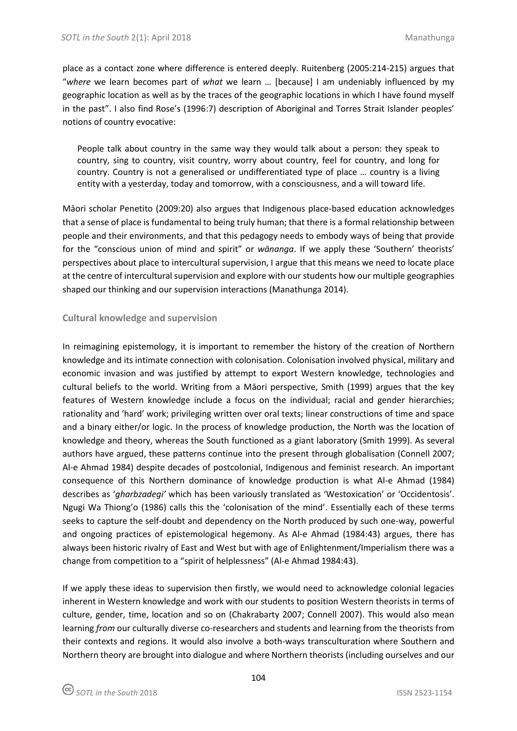place as a contact zone where difference is entered deeply. Ruitenberg (2005:214-215) argues that "*where* we learn becomes part of *what* we learn … [because] I am undeniably influenced by my geographic location as well as by the traces of the geographic locations in which I have found myself in the past". I also find Rose's (1996:7) description of Aboriginal and Torres Strait Islander peoples' notions of country evocative:

> People talk about country in the same way they would talk about a person: they speak to country, sing to country, visit country, worry about country, feel for country, and long for country. Country is not a generalised or undifferentiated type of place … country is a living entity with a yesterday, today and tomorrow, with a consciousness, and a will toward life.

Māori scholar Penetito (2009:20) also argues that Indigenous place-based education acknowledges that a sense of place is fundamental to being truly human; that there is a formal relationship between people and their environments, and that this pedagogy needs to embody ways of being that provide for the "conscious union of mind and spirit" or *wānanga*. If we apply these 'Southern' theorists' perspectives about place to intercultural supervision, I argue that this means we need to locate place at the centre of intercultural supervision and explore with our students how our multiple geographies shaped our thinking and our supervision interactions (Manathunga 2014).

## Cultural knowledge and supervision

In reimagining epistemology, it is important to remember the history of the creation of Northern knowledge and its intimate connection with colonisation. Colonisation involved physical, military and economic invasion and was justified by attempt to export Western knowledge, technologies and cultural beliefs to the world. Writing from a Māori perspective, Smith (1999) argues that the key features of Western knowledge include a focus on the individual; racial and gender hierarchies; rationality and 'hard' work; privileging written over oral texts; linear constructions of time and space and a binary either/or logic. In the process of knowledge production, the North was the location of knowledge and theory, whereas the South functioned as a giant laboratory (Smith 1999). As several authors have argued, these patterns continue into the present through globalisation (Connell 2007; Al-e Ahmad 1984) despite decades of postcolonial, Indigenous and feminist research. An important consequence of this Northern dominance of knowledge production is what Al-e Ahmad (1984) describes as '*gharbzadegi'* which has been variously translated as 'Westoxication' or 'Occidentosis'. Ngugi Wa Thiong'o (1986) calls this the 'colonisation of the mind'. Essentially each of these terms seeks to capture the self-doubt and dependency on the North produced by such one-way, powerful and ongoing practices of epistemological hegemony. As Al-e Ahmad (1984:43) argues, there has always been historic rivalry of East and West but with age of Enlightenment/Imperialism there was a change from competition to a "spirit of helplessness" (Al-e Ahmad 1984:43).

If we apply these ideas to supervision then firstly, we would need to acknowledge colonial legacies inherent in Western knowledge and work with our students to position Western theorists in terms of culture, gender, time, location and so on (Chakrabarty 2007; Connell 2007). This would also mean learning *from* our culturally diverse co-researchers and students and learning from the theorists from their contexts and regions. It would also involve a both-ways transculturation where Southern and Northern theory are brought into dialogue and where Northern theorists (including ourselves and our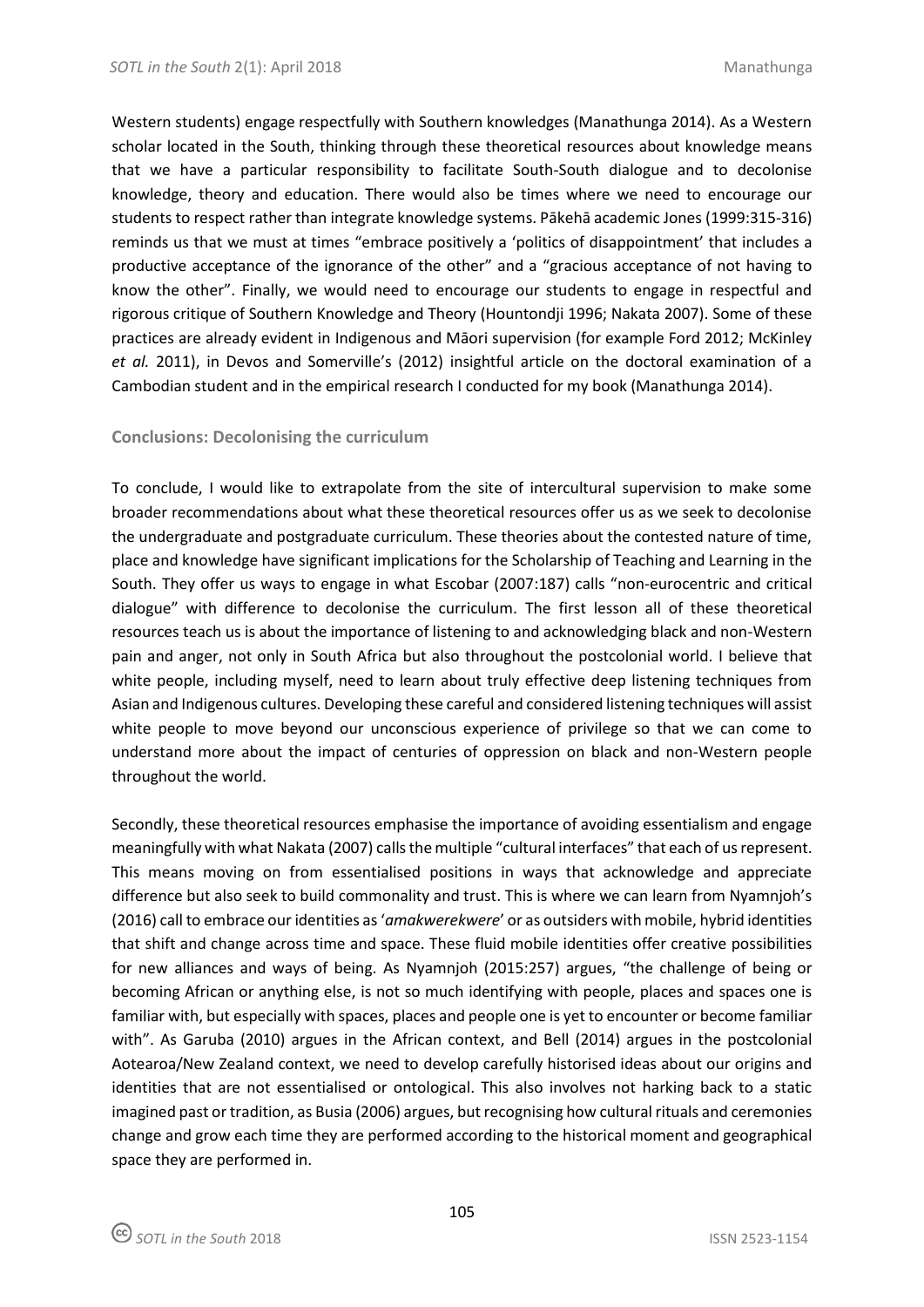Western students) engage respectfully with Southern knowledges (Manathunga 2014). As a Western scholar located in the South, thinking through these theoretical resources about knowledge means that we have a particular responsibility to facilitate South-South dialogue and to decolonise knowledge, theory and education. There would also be times where we need to encourage our students to respect rather than integrate knowledge systems. Pākehā academic Jones (1999:315-316) reminds us that we must at times "embrace positively a 'politics of disappointment' that includes a productive acceptance of the ignorance of the other" and a "gracious acceptance of not having to know the other". Finally, we would need to encourage our students to engage in respectful and rigorous critique of Southern Knowledge and Theory (Hountondji 1996; Nakata 2007). Some of these practices are already evident in Indigenous and Māori supervision (for example Ford 2012; McKinley *et al.* 2011), in Devos and Somerville's (2012) insightful article on the doctoral examination of a Cambodian student and in the empirical research I conducted for my book (Manathunga 2014).

## Conclusions: Decolonising the curriculum

To conclude, I would like to extrapolate from the site of intercultural supervision to make some broader recommendations about what these theoretical resources offer us as we seek to decolonise the undergraduate and postgraduate curriculum. These theories about the contested nature of time, place and knowledge have significant implications for the Scholarship of Teaching and Learning in the South. They offer us ways to engage in what Escobar (2007:187) calls "non-eurocentric and critical dialogue" with difference to decolonise the curriculum. The first lesson all of these theoretical resources teach us is about the importance of listening to and acknowledging black and non-Western pain and anger, not only in South Africa but also throughout the postcolonial world. I believe that white people, including myself, need to learn about truly effective deep listening techniques from Asian and Indigenous cultures. Developing these careful and considered listening techniques will assist white people to move beyond our unconscious experience of privilege so that we can come to understand more about the impact of centuries of oppression on black and non-Western people throughout the world.

Secondly, these theoretical resources emphasise the importance of avoiding essentialism and engage meaningfully with what Nakata (2007) calls the multiple "cultural interfaces" that each of us represent. This means moving on from essentialised positions in ways that acknowledge and appreciate difference but also seek to build commonality and trust. This is where we can learn from Nyamnjoh's (2016) call to embrace our identities as '*amakwerekwere*' or as outsiders with mobile, hybrid identities that shift and change across time and space. These fluid mobile identities offer creative possibilities for new alliances and ways of being. As Nyamnjoh (2015:257) argues, "the challenge of being or becoming African or anything else, is not so much identifying with people, places and spaces one is familiar with, but especially with spaces, places and people one is yet to encounter or become familiar with". As Garuba (2010) argues in the African context, and Bell (2014) argues in the postcolonial Aotearoa/New Zealand context, we need to develop carefully historised ideas about our origins and identities that are not essentialised or ontological. This also involves not harking back to a static imagined past or tradition, as Busia (2006) argues, but recognising how cultural rituals and ceremonies change and grow each time they are performed according to the historical moment and geographical space they are performed in.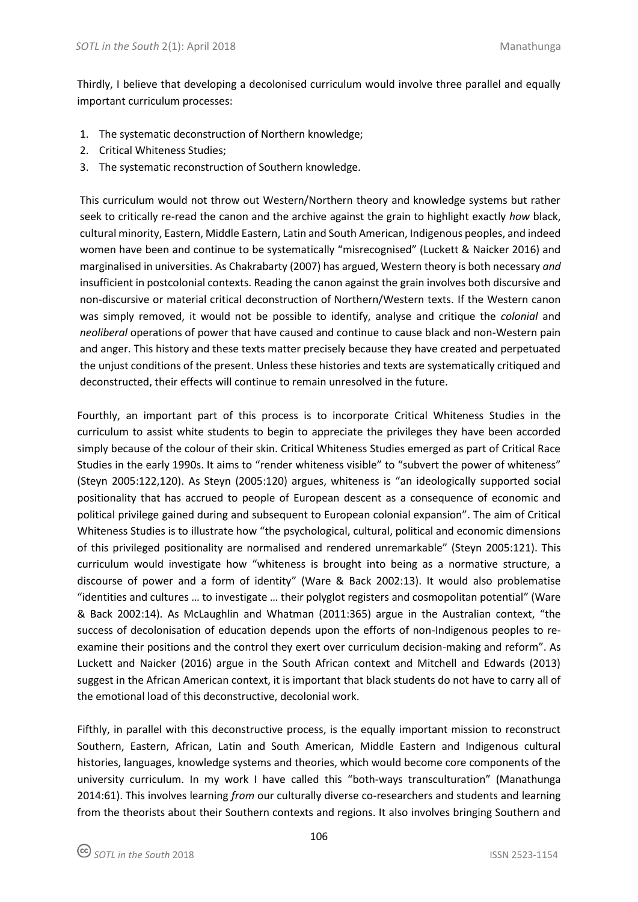Thirdly, I believe that developing a decolonised curriculum would involve three parallel and equally important curriculum processes:

1. The systematic deconstruction of Northern knowledge;
2. Critical Whiteness Studies;
3. The systematic reconstruction of Southern knowledge.

This curriculum would not throw out Western/Northern theory and knowledge systems but rather seek to critically re-read the canon and the archive against the grain to highlight exactly *how* black, cultural minority, Eastern, Middle Eastern, Latin and South American, Indigenous peoples, and indeed women have been and continue to be systematically "misrecognised" (Luckett & Naicker 2016) and marginalised in universities. As Chakrabarty (2007) has argued, Western theory is both necessary *and* insufficient in postcolonial contexts. Reading the canon against the grain involves both discursive and non-discursive or material critical deconstruction of Northern/Western texts. If the Western canon was simply removed, it would not be possible to identify, analyse and critique the *colonial* and *neoliberal* operations of power that have caused and continue to cause black and non-Western pain and anger. This history and these texts matter precisely because they have created and perpetuated the unjust conditions of the present. Unless these histories and texts are systematically critiqued and deconstructed, their effects will continue to remain unresolved in the future.

Fourthly, an important part of this process is to incorporate Critical Whiteness Studies in the curriculum to assist white students to begin to appreciate the privileges they have been accorded simply because of the colour of their skin. Critical Whiteness Studies emerged as part of Critical Race Studies in the early 1990s. It aims to "render whiteness visible" to "subvert the power of whiteness" (Steyn 2005:122,120). As Steyn (2005:120) argues, whiteness is "an ideologically supported social positionality that has accrued to people of European descent as a consequence of economic and political privilege gained during and subsequent to European colonial expansion". The aim of Critical Whiteness Studies is to illustrate how "the psychological, cultural, political and economic dimensions of this privileged positionality are normalised and rendered unremarkable" (Steyn 2005:121). This curriculum would investigate how "whiteness is brought into being as a normative structure, a discourse of power and a form of identity" (Ware & Back 2002:13). It would also problematise "identities and cultures … to investigate … their polyglot registers and cosmopolitan potential" (Ware & Back 2002:14). As McLaughlin and Whatman (2011:365) argue in the Australian context, "the success of decolonisation of education depends upon the efforts of non-Indigenous peoples to re-examine their positions and the control they exert over curriculum decision-making and reform". As Luckett and Naicker (2016) argue in the South African context and Mitchell and Edwards (2013) suggest in the African American context, it is important that black students do not have to carry all of the emotional load of this deconstructive, decolonial work.

Fifthly, in parallel with this deconstructive process, is the equally important mission to reconstruct Southern, Eastern, African, Latin and South American, Middle Eastern and Indigenous cultural histories, languages, knowledge systems and theories, which would become core components of the university curriculum. In my work I have called this "both-ways transculturation" (Manathunga 2014:61). This involves learning *from* our culturally diverse co-researchers and students and learning from the theorists about their Southern contexts and regions. It also involves bringing Southern and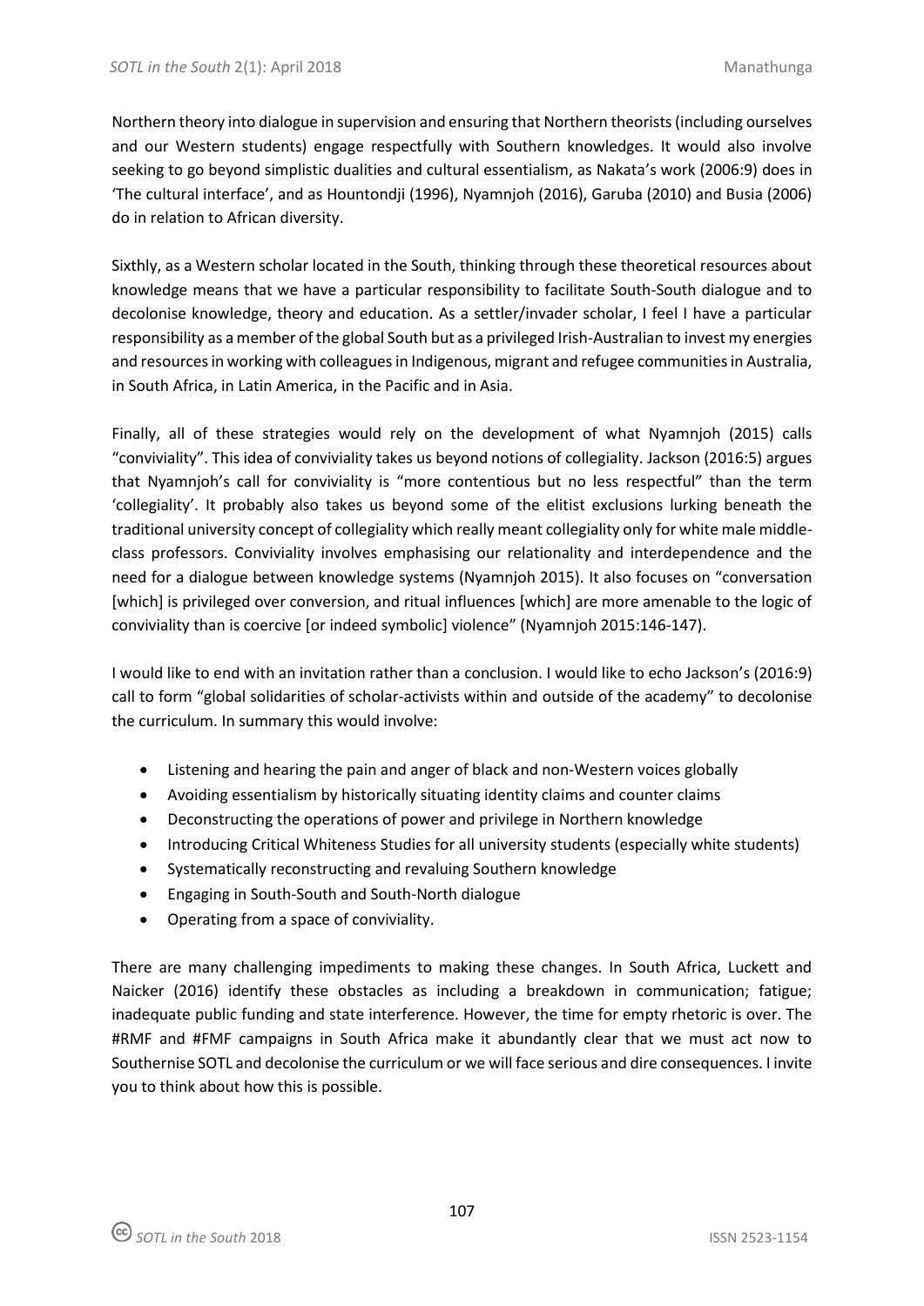Northern theory into dialogue in supervision and ensuring that Northern theorists (including ourselves and our Western students) engage respectfully with Southern knowledges. It would also involve seeking to go beyond simplistic dualities and cultural essentialism, as Nakata's work (2006:9) does in 'The cultural interface', and as Hountondji (1996), Nyamnjoh (2016), Garuba (2010) and Busia (2006) do in relation to African diversity.

Sixthly, as a Western scholar located in the South, thinking through these theoretical resources about knowledge means that we have a particular responsibility to facilitate South-South dialogue and to decolonise knowledge, theory and education. As a settler/invader scholar, I feel I have a particular responsibility as a member of the global South but as a privileged Irish-Australian to invest my energies and resources in working with colleagues in Indigenous, migrant and refugee communities in Australia, in South Africa, in Latin America, in the Pacific and in Asia.

Finally, all of these strategies would rely on the development of what Nyamnjoh (2015) calls "conviviality". This idea of conviviality takes us beyond notions of collegiality. Jackson (2016:5) argues that Nyamnjoh's call for conviviality is "more contentious but no less respectful" than the term 'collegiality'. It probably also takes us beyond some of the elitist exclusions lurking beneath the traditional university concept of collegiality which really meant collegiality only for white male middle-class professors. Conviviality involves emphasising our relationality and interdependence and the need for a dialogue between knowledge systems (Nyamnjoh 2015). It also focuses on "conversation [which] is privileged over conversion, and ritual influences [which] are more amenable to the logic of conviviality than is coercive [or indeed symbolic] violence" (Nyamnjoh 2015:146-147).

I would like to end with an invitation rather than a conclusion. I would like to echo Jackson's (2016:9) call to form "global solidarities of scholar-activists within and outside of the academy" to decolonise the curriculum. In summary this would involve:

- Listening and hearing the pain and anger of black and non-Western voices globally
- Avoiding essentialism by historically situating identity claims and counter claims
- Deconstructing the operations of power and privilege in Northern knowledge
- Introducing Critical Whiteness Studies for all university students (especially white students)
- Systematically reconstructing and revaluing Southern knowledge
- Engaging in South-South and South-North dialogue
- Operating from a space of conviviality.

There are many challenging impediments to making these changes. In South Africa, Luckett and Naicker (2016) identify these obstacles as including a breakdown in communication; fatigue; inadequate public funding and state interference. However, the time for empty rhetoric is over. The #RMF and #FMF campaigns in South Africa make it abundantly clear that we must act now to Southernise SOTL and decolonise the curriculum or we will face serious and dire consequences. I invite you to think about how this is possible.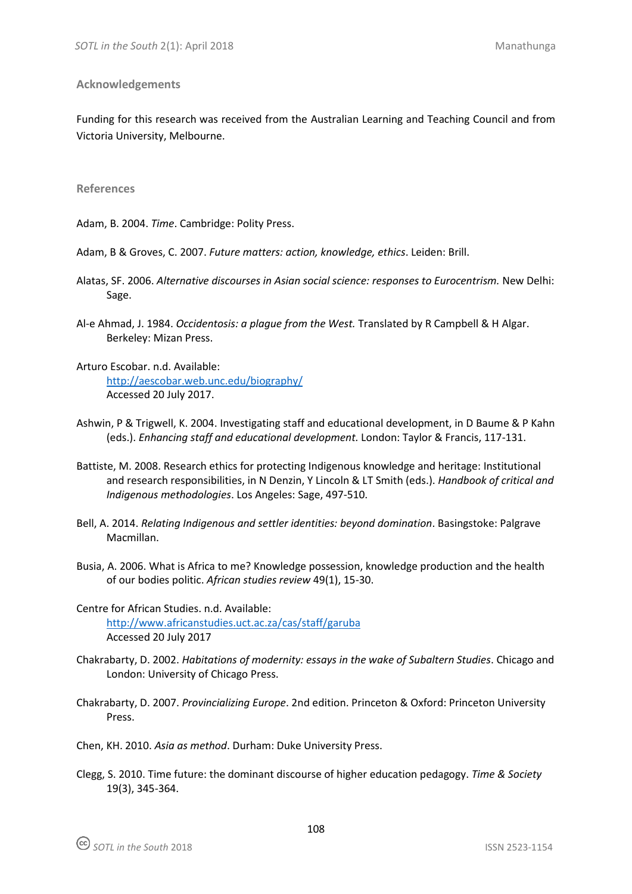## Acknowledgements

Funding for this research was received from the Australian Learning and Teaching Council and from Victoria University, Melbourne.

## References

Adam, B. 2004. *Time*. Cambridge: Polity Press.

Adam, B & Groves, C. 2007. *Future matters: action, knowledge, ethics*. Leiden: Brill.

Alatas, SF. 2006. *Alternative discourses in Asian social science: responses to Eurocentrism.* New Delhi: Sage.

Al-e Ahmad, J. 1984. *Occidentosis: a plague from the West.* Translated by R Campbell & H Algar. Berkeley: Mizan Press.

Arturo Escobar. n.d. Available: http://aescobar.web.unc.edu/biography/ Accessed 20 July 2017.

Ashwin, P & Trigwell, K. 2004. Investigating staff and educational development, in D Baume & P Kahn (eds.). *Enhancing staff and educational development.* London: Taylor & Francis, 117-131.

Battiste, M. 2008. Research ethics for protecting Indigenous knowledge and heritage: Institutional and research responsibilities, in N Denzin, Y Lincoln & LT Smith (eds.). *Handbook of critical and Indigenous methodologies*. Los Angeles: Sage, 497-510.

Bell, A. 2014. *Relating Indigenous and settler identities: beyond domination*. Basingstoke: Palgrave Macmillan.

Busia, A. 2006. What is Africa to me? Knowledge possession, knowledge production and the health of our bodies politic. *African studies review* 49(1), 15-30.

Centre for African Studies. n.d. Available: http://www.africanstudies.uct.ac.za/cas/staff/garuba Accessed 20 July 2017

Chakrabarty, D. 2002. *Habitations of modernity: essays in the wake of Subaltern Studies*. Chicago and London: University of Chicago Press.

Chakrabarty, D. 2007. *Provincializing Europe*. 2nd edition. Princeton & Oxford: Princeton University Press.

Chen, KH. 2010. *Asia as method*. Durham: Duke University Press.

Clegg, S. 2010. Time future: the dominant discourse of higher education pedagogy. *Time & Society* 19(3), 345-364.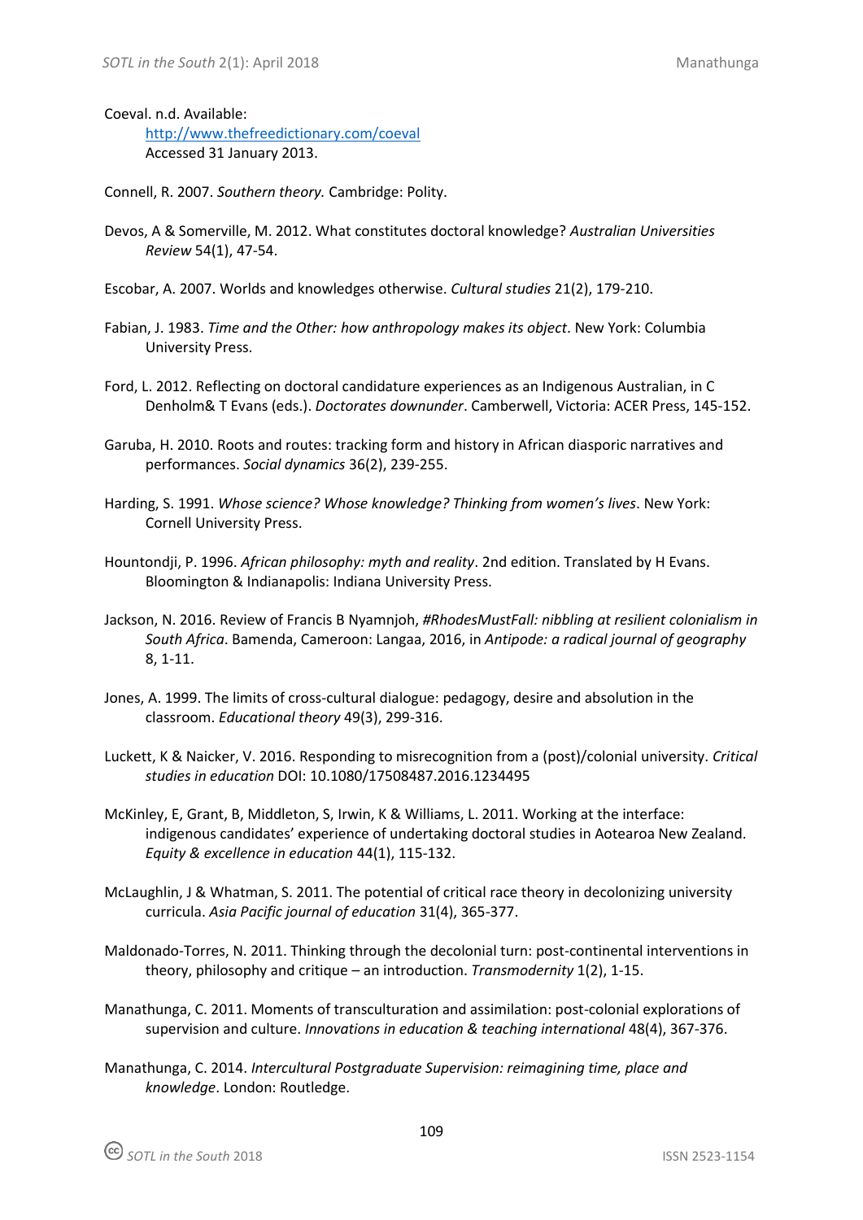Coeval. n.d. Available:
http://www.thefreedictionary.com/coeval
Accessed 31 January 2013.

Connell, R. 2007. *Southern theory.* Cambridge: Polity.

Devos, A & Somerville, M. 2012. What constitutes doctoral knowledge? *Australian Universities Review* 54(1), 47-54.

Escobar, A. 2007. Worlds and knowledges otherwise. *Cultural studies* 21(2), 179-210.

Fabian, J. 1983. *Time and the Other: how anthropology makes its object*. New York: Columbia University Press.

Ford, L. 2012. Reflecting on doctoral candidature experiences as an Indigenous Australian, in C Denholm& T Evans (eds.). *Doctorates downunder*. Camberwell, Victoria: ACER Press, 145-152.

Garuba, H. 2010. Roots and routes: tracking form and history in African diasporic narratives and performances. *Social dynamics* 36(2), 239-255.

Harding, S. 1991. *Whose science? Whose knowledge? Thinking from women's lives*. New York: Cornell University Press.

Hountondji, P. 1996. *African philosophy: myth and reality*. 2nd edition. Translated by H Evans. Bloomington & Indianapolis: Indiana University Press.

Jackson, N. 2016. Review of Francis B Nyamnjoh, *#RhodesMustFall: nibbling at resilient colonialism in South Africa*. Bamenda, Cameroon: Langaa, 2016, in *Antipode: a radical journal of geography* 8, 1-11.

Jones, A. 1999. The limits of cross-cultural dialogue: pedagogy, desire and absolution in the classroom. *Educational theory* 49(3), 299-316.

Luckett, K & Naicker, V. 2016. Responding to misrecognition from a (post)/colonial university. *Critical studies in education* DOI: 10.1080/17508487.2016.1234495

McKinley, E, Grant, B, Middleton, S, Irwin, K & Williams, L. 2011. Working at the interface: indigenous candidates' experience of undertaking doctoral studies in Aotearoa New Zealand. *Equity & excellence in education* 44(1), 115-132.

McLaughlin, J & Whatman, S. 2011. The potential of critical race theory in decolonizing university curricula. *Asia Pacific journal of education* 31(4), 365-377.

Maldonado-Torres, N. 2011. Thinking through the decolonial turn: post-continental interventions in theory, philosophy and critique – an introduction. *Transmodernity* 1(2), 1-15.

Manathunga, C. 2011. Moments of transculturation and assimilation: post-colonial explorations of supervision and culture. *Innovations in education & teaching international* 48(4), 367-376.

Manathunga, C. 2014. *Intercultural Postgraduate Supervision: reimagining time, place and knowledge*. London: Routledge.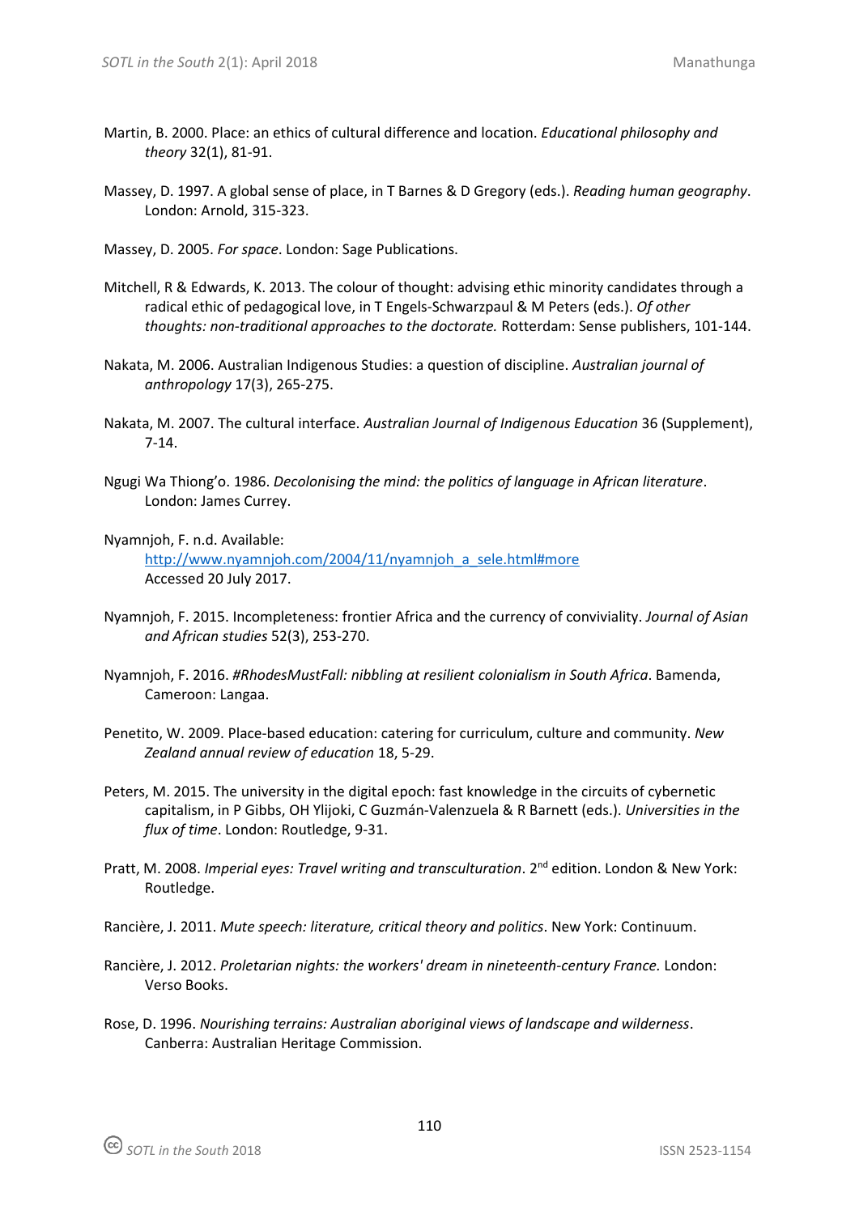Martin, B. 2000. Place: an ethics of cultural difference and location. *Educational philosophy and theory* 32(1), 81-91.

Massey, D. 1997. A global sense of place, in T Barnes & D Gregory (eds.). *Reading human geography*. London: Arnold, 315-323.

Massey, D. 2005. *For space*. London: Sage Publications.

Mitchell, R & Edwards, K. 2013. The colour of thought: advising ethic minority candidates through a radical ethic of pedagogical love, in T Engels-Schwarzpaul & M Peters (eds.). *Of other thoughts: non-traditional approaches to the doctorate.* Rotterdam: Sense publishers, 101-144.

Nakata, M. 2006. Australian Indigenous Studies: a question of discipline. *Australian journal of anthropology* 17(3), 265-275.

Nakata, M. 2007. The cultural interface. *Australian Journal of Indigenous Education* 36 (Supplement), 7-14.

Ngugi Wa Thiong'o. 1986. *Decolonising the mind: the politics of language in African literature*. London: James Currey.

Nyamnjoh, F. n.d. Available: http://www.nyamnjoh.com/2004/11/nyamnjoh_a_sele.html#more Accessed 20 July 2017.

Nyamnjoh, F. 2015. Incompleteness: frontier Africa and the currency of conviviality. *Journal of Asian and African studies* 52(3), 253-270.

Nyamnjoh, F. 2016. *#RhodesMustFall: nibbling at resilient colonialism in South Africa*. Bamenda, Cameroon: Langaa.

Penetito, W. 2009. Place-based education: catering for curriculum, culture and community. *New Zealand annual review of education* 18, 5-29.

Peters, M. 2015. The university in the digital epoch: fast knowledge in the circuits of cybernetic capitalism, in P Gibbs, OH Ylijoki, C Guzmán-Valenzuela & R Barnett (eds.). *Universities in the flux of time*. London: Routledge, 9-31.

Pratt, M. 2008. *Imperial eyes: Travel writing and transculturation*. 2nd edition. London & New York: Routledge.

Rancière, J. 2011. *Mute speech: literature, critical theory and politics*. New York: Continuum.

Rancière, J. 2012. *Proletarian nights: the workers' dream in nineteenth-century France.* London: Verso Books.

Rose, D. 1996. *Nourishing terrains: Australian aboriginal views of landscape and wilderness*. Canberra: Australian Heritage Commission.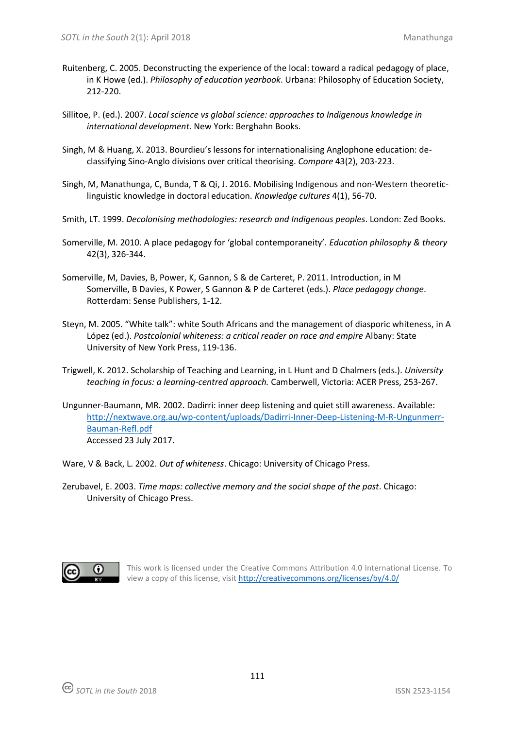Ruitenberg, C. 2005. Deconstructing the experience of the local: toward a radical pedagogy of place, in K Howe (ed.). *Philosophy of education yearbook*. Urbana: Philosophy of Education Society, 212-220.

Sillitoe, P. (ed.). 2007. *Local science vs global science: approaches to Indigenous knowledge in international development*. New York: Berghahn Books.

Singh, M & Huang, X. 2013. Bourdieu's lessons for internationalising Anglophone education: de-classifying Sino-Anglo divisions over critical theorising. *Compare* 43(2), 203-223.

Singh, M, Manathunga, C, Bunda, T & Qi, J. 2016. Mobilising Indigenous and non-Western theoretic-linguistic knowledge in doctoral education. *Knowledge cultures* 4(1), 56-70.

Smith, LT. 1999. *Decolonising methodologies: research and Indigenous peoples*. London: Zed Books.

Somerville, M. 2010. A place pedagogy for 'global contemporaneity'. *Education philosophy & theory* 42(3), 326-344.

Somerville, M, Davies, B, Power, K, Gannon, S & de Carteret, P. 2011. Introduction, in M Somerville, B Davies, K Power, S Gannon & P de Carteret (eds.). *Place pedagogy change*. Rotterdam: Sense Publishers, 1-12.

Steyn, M. 2005. "White talk": white South Africans and the management of diasporic whiteness, in A López (ed.). *Postcolonial whiteness: a critical reader on race and empire* Albany: State University of New York Press, 119-136.

Trigwell, K. 2012. Scholarship of Teaching and Learning, in L Hunt and D Chalmers (eds.). *University teaching in focus: a learning-centred approach.* Camberwell, Victoria: ACER Press, 253-267.

Ungunner-Baumann, MR. 2002. Dadirri: inner deep listening and quiet still awareness. Available: http://nextwave.org.au/wp-content/uploads/Dadirri-Inner-Deep-Listening-M-R-Ungunmerr-Bauman-Refl.pdf Accessed 23 July 2017.

Ware, V & Back, L. 2002. *Out of whiteness*. Chicago: University of Chicago Press.

Zerubavel, E. 2003. *Time maps: collective memory and the social shape of the past*. Chicago: University of Chicago Press.

This work is licensed under the Creative Commons Attribution 4.0 International License. To view a copy of this license, visit http://creativecommons.org/licenses/by/4.0/